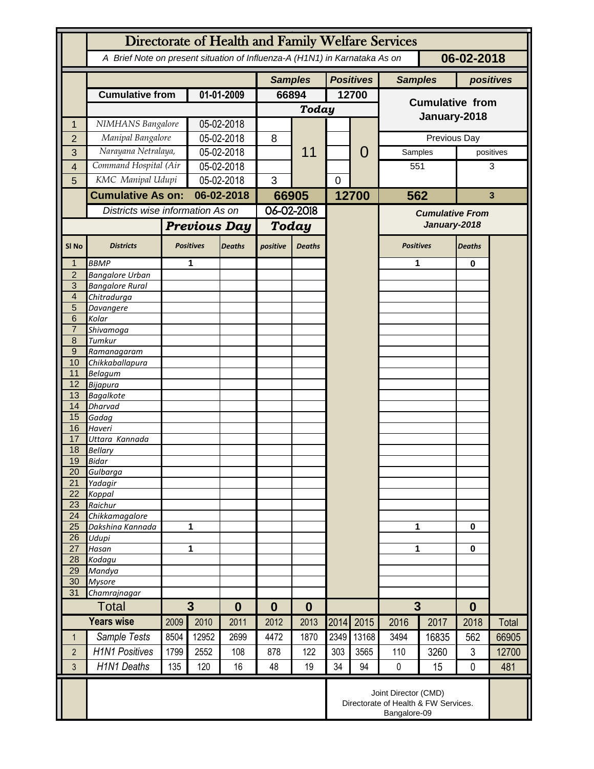# Directorate of Health and Family Welfare Services

*A Brief Note on present situation of Influenza-A (H1N1) in Karnataka As on* **06-02-2018**

| | | | Samples | | Positives | | Samples | positives |
|---|---|---|---|---|---|---|---|---|
| | Cumulative from | 01-01-2009 | 66894 | | 12700 | | Cumulative from January-2018 | |
| | | | Today | | | | | |
| 1 | NIMHANS Bangalore | 05-02-2018 | | 11 | | 0 | | |
| 2 | Manipal Bangalore | 05-02-2018 | 8 | | | | Previous Day | |
| 3 | Narayana Netralaya, | 05-02-2018 | | | | | Samples | positives |
| 4 | Command Hospital (Air | 05-02-2018 | | | | | 551 | 3 |
| 5 | KMC Manipal Udupi | 05-02-2018 | 3 | | 0 | | | |
| | **Cumulative As on:** | **06-02-2018** | **66905** | | **12700** | | **562** | **3** |

*Districts wise information As on* 06-02-2018

| Sl No | Districts | Previous Day Positives | Previous Day Deaths | Today positive | Today Deaths | Cumulative From January-2018 Positives | Cumulative From January-2018 Deaths |
|---|---|---|---|---|---|---|---|
| 1 | BBMP | 1 | | | | 1 | 0 |
| 2 | Bangalore Urban | | | | | | |
| 3 | Bangalore Rural | | | | | | |
| 4 | Chitradurga | | | | | | |
| 5 | Davangere | | | | | | |
| 6 | Kolar | | | | | | |
| 7 | Shivamoga | | | | | | |
| 8 | Tumkur | | | | | | |
| 9 | Ramanagaram | | | | | | |
| 10 | Chikkaballapura | | | | | | |
| 11 | Belagum | | | | | | |
| 12 | Bijapura | | | | | | |
| 13 | Bagalkote | | | | | | |
| 14 | Dharvad | | | | | | |
| 15 | Gadag | | | | | | |
| 16 | Haveri | | | | | | |
| 17 | Uttara Kannada | | | | | | |
| 18 | Bellary | | | | | | |
| 19 | Bidar | | | | | | |
| 20 | Gulbarga | | | | | | |
| 21 | Yadagir | | | | | | |
| 22 | Koppal | | | | | | |
| 23 | Raichur | | | | | | |
| 24 | Chikkamagalore | | | | | | |
| 25 | Dakshina Kannada | 1 | | | | 1 | 0 |
| 26 | Udupi | | | | | | |
| 27 | Hasan | 1 | | | | 1 | 0 |
| 28 | Kodagu | | | | | | |
| 29 | Mandya | | | | | | |
| 30 | Mysore | | | | | | |
| 31 | Chamrajnagar | | | | | | |
| | **Total** | **3** | **0** | **0** | **0** | **3** | **0** |

| | Years wise | 2009 | 2010 | 2011 | 2012 | 2013 | 2014 | 2015 | 2016 | 2017 | 2018 | Total |
|---|---|---|---|---|---|---|---|---|---|---|---|---|
| 1 | Sample Tests | 8504 | 12952 | 2699 | 4472 | 1870 | 2349 | 13168 | 3494 | 16835 | 562 | 66905 |
| 2 | H1N1 Positives | 1799 | 2552 | 108 | 878 | 122 | 303 | 3565 | 110 | 3260 | 3 | 12700 |
| 3 | H1N1 Deaths | 135 | 120 | 16 | 48 | 19 | 34 | 94 | 0 | 15 | 0 | 481 |

Joint Director (CMD)
Directorate of Health & FW Services.
Bangalore-09